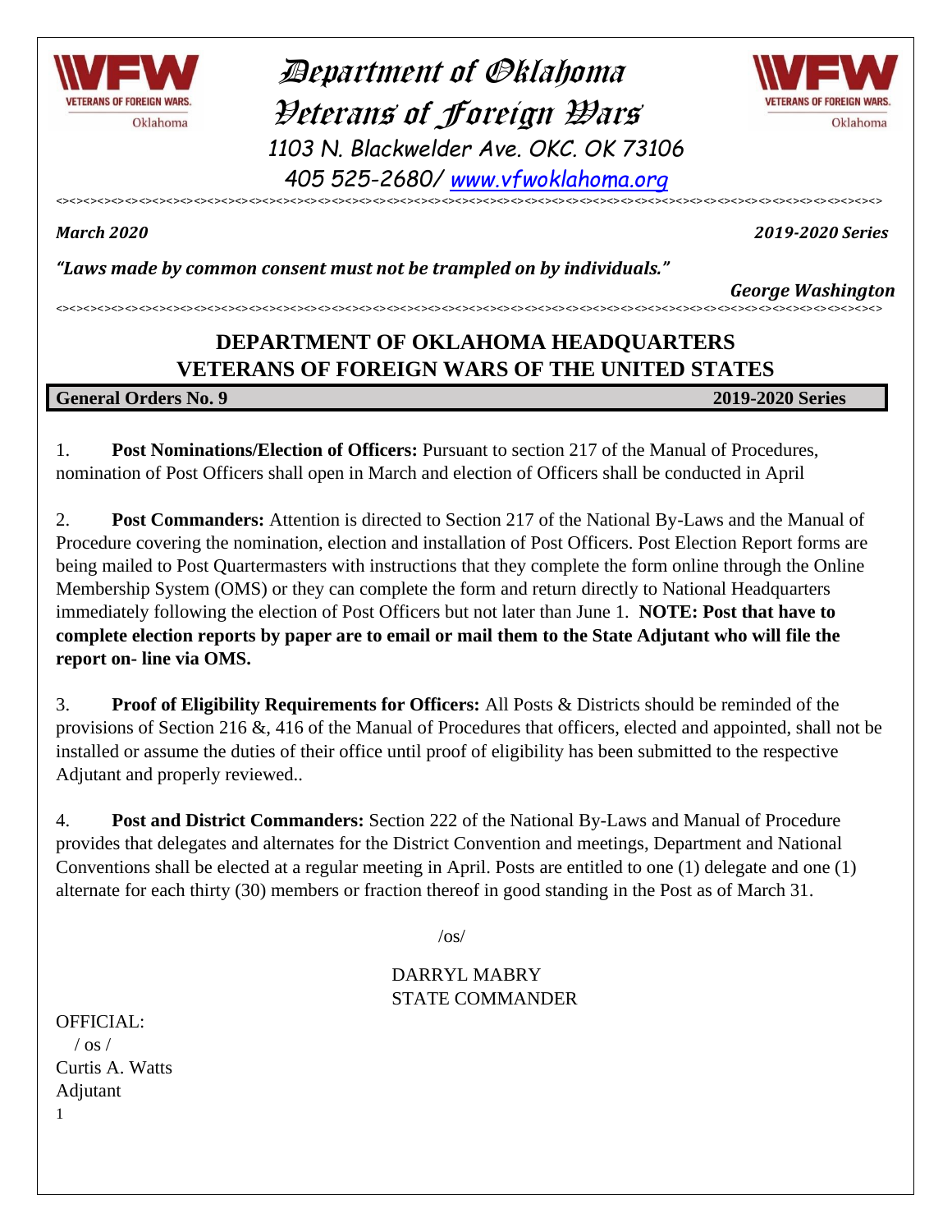# Department of Oklahoma Veterans of Foreign Wars

1103 N. Blackwelder Ave. OKC. OK 73106

405 525-2680/ www.vfwoklahoma.org

<><><><><><><><><><><><><><><><><><><><><><><><><><><><><><><><><><><><><><><><><><><><><><><>

***March 2020*** ***2019-2020 Series***

***"Laws made by common consent must not be trampled on by individuals."***

***George Washington***

<><><><><><><><><><><><><><><><><><><><><><><><><><><><><><><><><><><><><><><><><><><><><><><>

## DEPARTMENT OF OKLAHOMA HEADQUARTERS
## VETERANS OF FOREIGN WARS OF THE UNITED STATES

**General Orders No. 9** **2019-2020 Series**

1. **Post Nominations/Election of Officers:** Pursuant to section 217 of the Manual of Procedures, nomination of Post Officers shall open in March and election of Officers shall be conducted in April

2. **Post Commanders:** Attention is directed to Section 217 of the National By-Laws and the Manual of Procedure covering the nomination, election and installation of Post Officers. Post Election Report forms are being mailed to Post Quartermasters with instructions that they complete the form online through the Online Membership System (OMS) or they can complete the form and return directly to National Headquarters immediately following the election of Post Officers but not later than June 1. **NOTE: Post that have to complete election reports by paper are to email or mail them to the State Adjutant who will file the report on- line via OMS.**

3. **Proof of Eligibility Requirements for Officers:** All Posts & Districts should be reminded of the provisions of Section 216 &, 416 of the Manual of Procedures that officers, elected and appointed, shall not be installed or assume the duties of their office until proof of eligibility has been submitted to the respective Adjutant and properly reviewed..

4. **Post and District Commanders:** Section 222 of the National By-Laws and Manual of Procedure provides that delegates and alternates for the District Convention and meetings, Department and National Conventions shall be elected at a regular meeting in April. Posts are entitled to one (1) delegate and one (1) alternate for each thirty (30) members or fraction thereof in good standing in the Post as of March 31.

/os/

DARRYL MABRY
STATE COMMANDER

OFFICIAL:
/ os /
Curtis A. Watts
Adjutant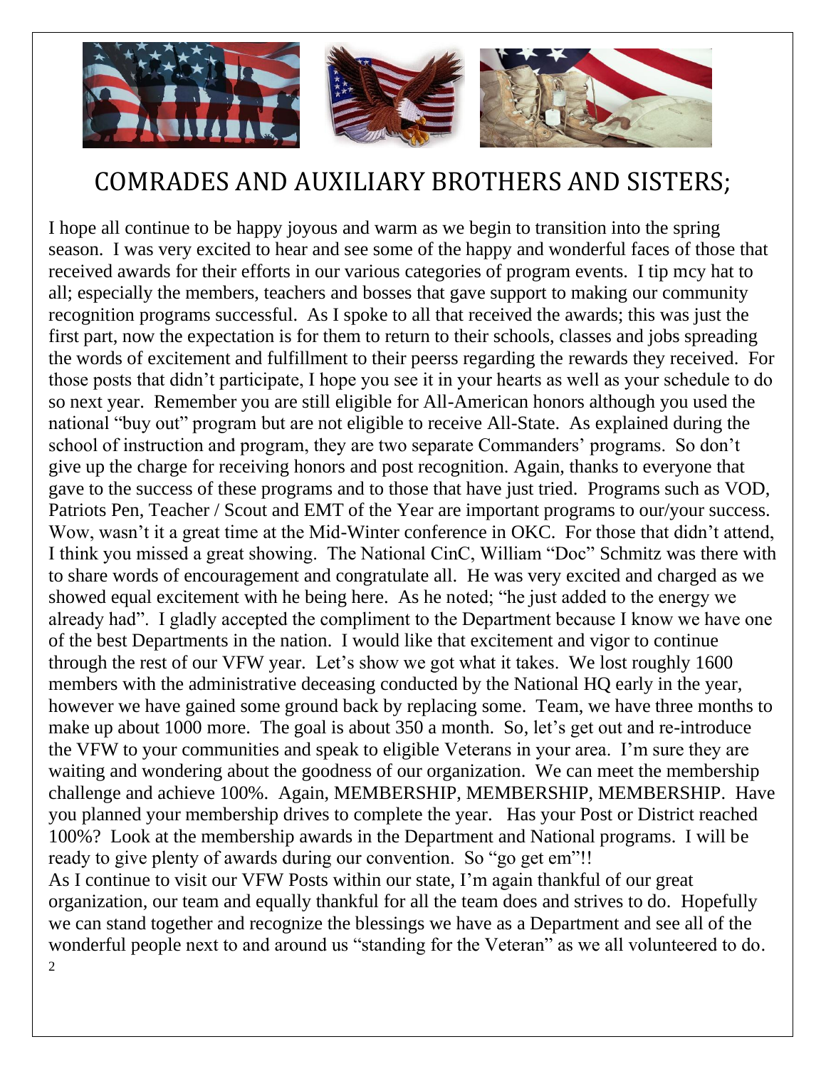# COMRADES AND AUXILIARY BROTHERS AND SISTERS;

I hope all continue to be happy joyous and warm as we begin to transition into the spring season. I was very excited to hear and see some of the happy and wonderful faces of those that received awards for their efforts in our various categories of program events. I tip mcy hat to all; especially the members, teachers and bosses that gave support to making our community recognition programs successful. As I spoke to all that received the awards; this was just the first part, now the expectation is for them to return to their schools, classes and jobs spreading the words of excitement and fulfillment to their peerss regarding the rewards they received. For those posts that didn't participate, I hope you see it in your hearts as well as your schedule to do so next year. Remember you are still eligible for All-American honors although you used the national "buy out" program but are not eligible to receive All-State. As explained during the school of instruction and program, they are two separate Commanders' programs. So don't give up the charge for receiving honors and post recognition. Again, thanks to everyone that gave to the success of these programs and to those that have just tried. Programs such as VOD, Patriots Pen, Teacher / Scout and EMT of the Year are important programs to our/your success. Wow, wasn't it a great time at the Mid-Winter conference in OKC. For those that didn't attend, I think you missed a great showing. The National CinC, William "Doc" Schmitz was there with to share words of encouragement and congratulate all. He was very excited and charged as we showed equal excitement with he being here. As he noted; "he just added to the energy we already had". I gladly accepted the compliment to the Department because I know we have one of the best Departments in the nation. I would like that excitement and vigor to continue through the rest of our VFW year. Let's show we got what it takes. We lost roughly 1600 members with the administrative deceasing conducted by the National HQ early in the year, however we have gained some ground back by replacing some. Team, we have three months to make up about 1000 more. The goal is about 350 a month. So, let's get out and re-introduce the VFW to your communities and speak to eligible Veterans in your area. I'm sure they are waiting and wondering about the goodness of our organization. We can meet the membership challenge and achieve 100%. Again, MEMBERSHIP, MEMBERSHIP, MEMBERSHIP. Have you planned your membership drives to complete the year. Has your Post or District reached 100%? Look at the membership awards in the Department and National programs. I will be ready to give plenty of awards during our convention. So "go get em"!!

As I continue to visit our VFW Posts within our state, I'm again thankful of our great organization, our team and equally thankful for all the team does and strives to do. Hopefully we can stand together and recognize the blessings we have as a Department and see all of the wonderful people next to and around us "standing for the Veteran" as we all volunteered to do.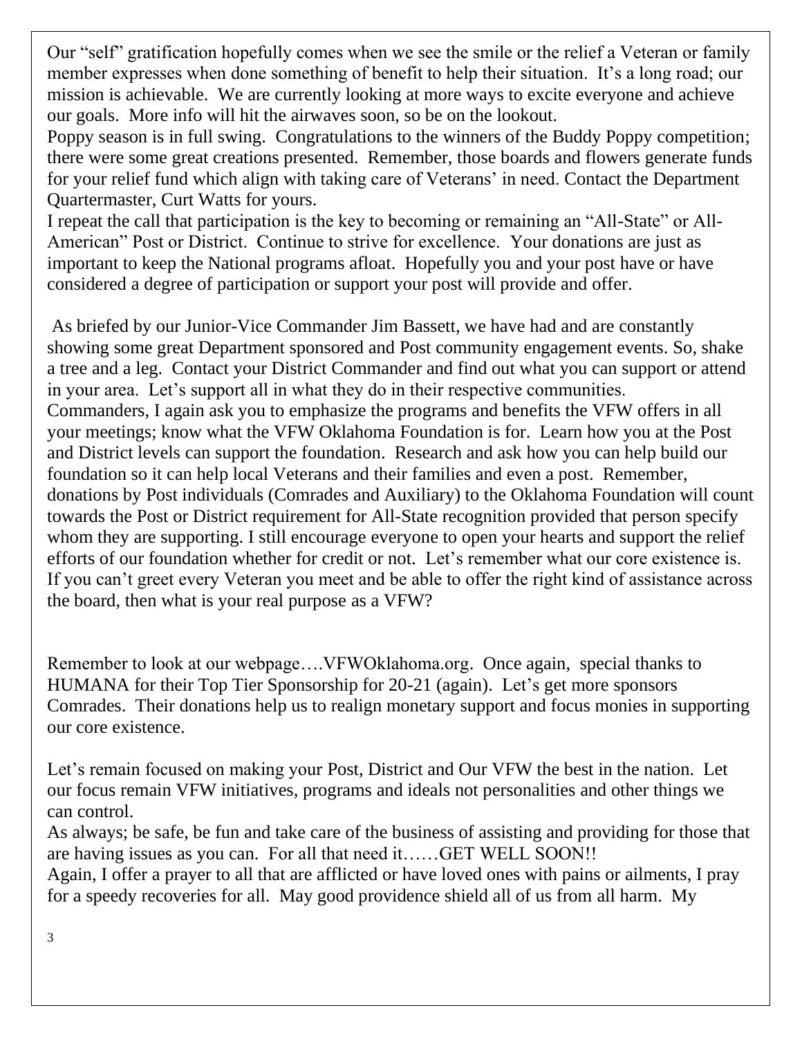Our "self" gratification hopefully comes when we see the smile or the relief a Veteran or family member expresses when done something of benefit to help their situation. It's a long road; our mission is achievable. We are currently looking at more ways to excite everyone and achieve our goals. More info will hit the airwaves soon, so be on the lookout.

Poppy season is in full swing. Congratulations to the winners of the Buddy Poppy competition; there were some great creations presented. Remember, those boards and flowers generate funds for your relief fund which align with taking care of Veterans' in need. Contact the Department Quartermaster, Curt Watts for yours.

I repeat the call that participation is the key to becoming or remaining an "All-State" or All-American" Post or District. Continue to strive for excellence. Your donations are just as important to keep the National programs afloat. Hopefully you and your post have or have considered a degree of participation or support your post will provide and offer.

As briefed by our Junior-Vice Commander Jim Bassett, we have had and are constantly showing some great Department sponsored and Post community engagement events. So, shake a tree and a leg. Contact your District Commander and find out what you can support or attend in your area. Let's support all in what they do in their respective communities.

Commanders, I again ask you to emphasize the programs and benefits the VFW offers in all your meetings; know what the VFW Oklahoma Foundation is for. Learn how you at the Post and District levels can support the foundation. Research and ask how you can help build our foundation so it can help local Veterans and their families and even a post. Remember, donations by Post individuals (Comrades and Auxiliary) to the Oklahoma Foundation will count towards the Post or District requirement for All-State recognition provided that person specify whom they are supporting. I still encourage everyone to open your hearts and support the relief efforts of our foundation whether for credit or not. Let's remember what our core existence is. If you can't greet every Veteran you meet and be able to offer the right kind of assistance across the board, then what is your real purpose as a VFW?

Remember to look at our webpage….VFWOklahoma.org. Once again, special thanks to HUMANA for their Top Tier Sponsorship for 20-21 (again). Let's get more sponsors Comrades. Their donations help us to realign monetary support and focus monies in supporting our core existence.

Let's remain focused on making your Post, District and Our VFW the best in the nation. Let our focus remain VFW initiatives, programs and ideals not personalities and other things we can control.

As always; be safe, be fun and take care of the business of assisting and providing for those that are having issues as you can. For all that need it……GET WELL SOON!!

Again, I offer a prayer to all that are afflicted or have loved ones with pains or ailments, I pray for a speedy recoveries for all. May good providence shield all of us from all harm. My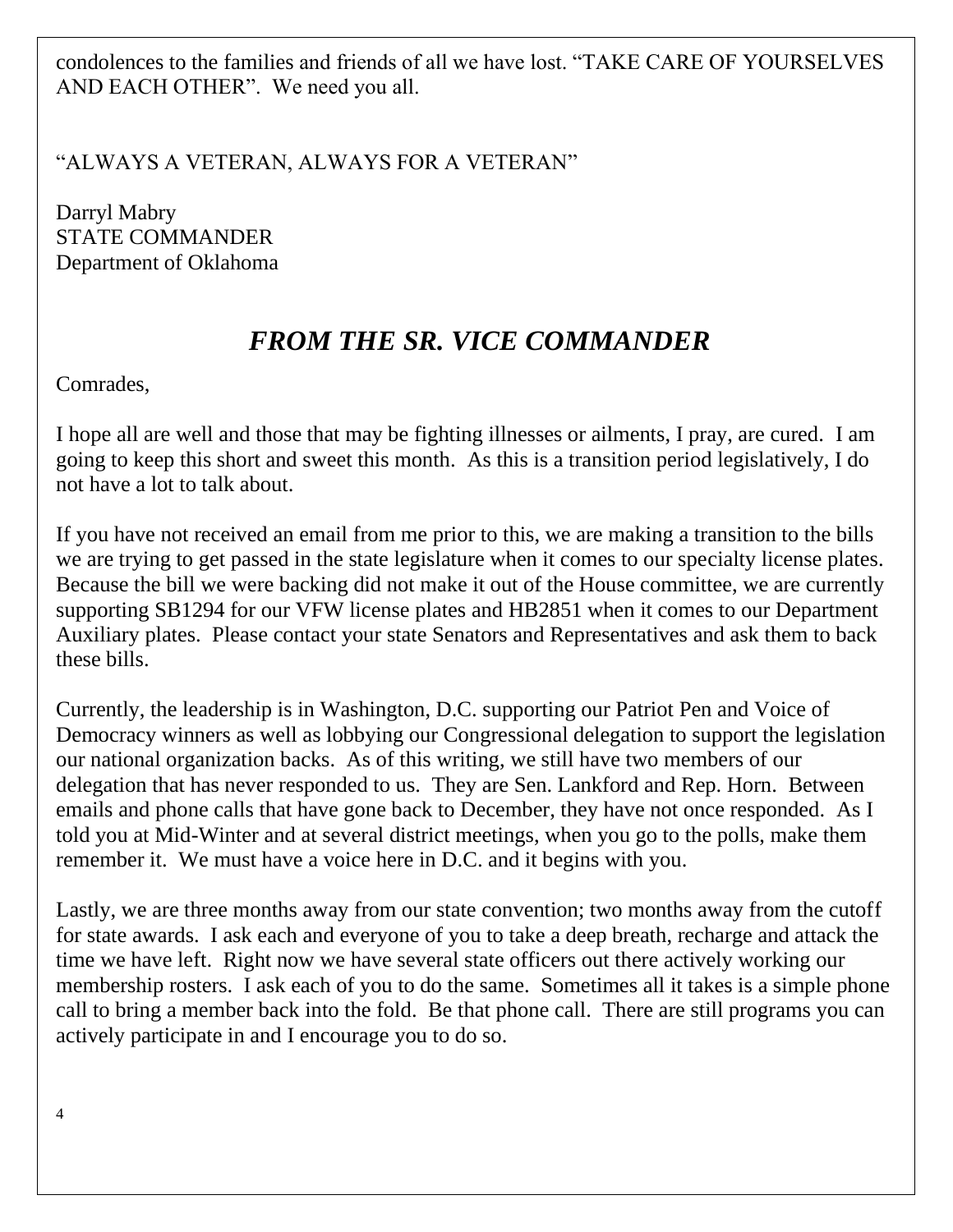condolences to the families and friends of all we have lost. "TAKE CARE OF YOURSELVES AND EACH OTHER". We need you all.

"ALWAYS A VETERAN, ALWAYS FOR A VETERAN"

Darryl Mabry
STATE COMMANDER
Department of Oklahoma

## *FROM THE SR. VICE COMMANDER*

Comrades,

I hope all are well and those that may be fighting illnesses or ailments, I pray, are cured. I am going to keep this short and sweet this month. As this is a transition period legislatively, I do not have a lot to talk about.

If you have not received an email from me prior to this, we are making a transition to the bills we are trying to get passed in the state legislature when it comes to our specialty license plates. Because the bill we were backing did not make it out of the House committee, we are currently supporting SB1294 for our VFW license plates and HB2851 when it comes to our Department Auxiliary plates. Please contact your state Senators and Representatives and ask them to back these bills.

Currently, the leadership is in Washington, D.C. supporting our Patriot Pen and Voice of Democracy winners as well as lobbying our Congressional delegation to support the legislation our national organization backs. As of this writing, we still have two members of our delegation that has never responded to us. They are Sen. Lankford and Rep. Horn. Between emails and phone calls that have gone back to December, they have not once responded. As I told you at Mid-Winter and at several district meetings, when you go to the polls, make them remember it. We must have a voice here in D.C. and it begins with you.

Lastly, we are three months away from our state convention; two months away from the cutoff for state awards. I ask each and everyone of you to take a deep breath, recharge and attack the time we have left. Right now we have several state officers out there actively working our membership rosters. I ask each of you to do the same. Sometimes all it takes is a simple phone call to bring a member back into the fold. Be that phone call. There are still programs you can actively participate in and I encourage you to do so.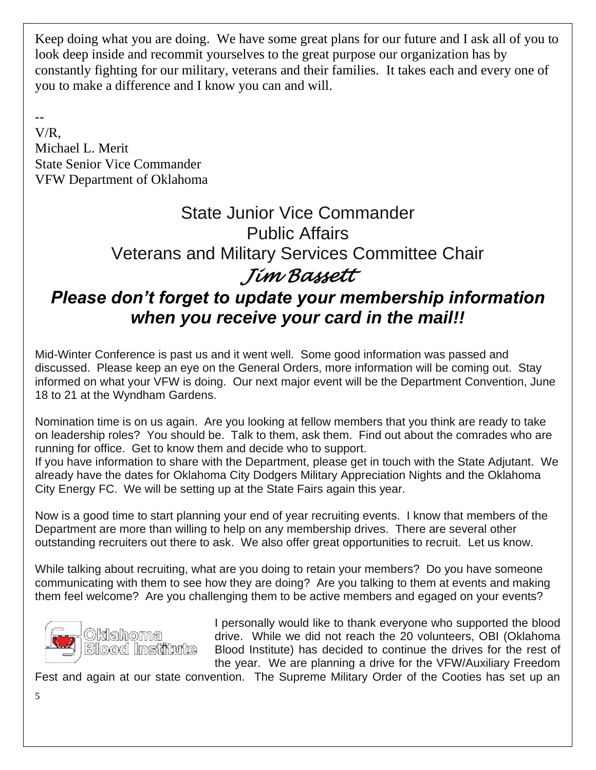Keep doing what you are doing. We have some great plans for our future and I ask all of you to look deep inside and recommit yourselves to the great purpose our organization has by constantly fighting for our military, veterans and their families. It takes each and every one of you to make a difference and I know you can and will.

--
V/R,
Michael L. Merit
State Senior Vice Commander
VFW Department of Oklahoma

## State Junior Vice Commander
## Public Affairs
## Veterans and Military Services Committee Chair
## *Jim Bassett*

### *Please don't forget to update your membership information when you receive your card in the mail!!*

Mid-Winter Conference is past us and it went well. Some good information was passed and discussed. Please keep an eye on the General Orders, more information will be coming out. Stay informed on what your VFW is doing. Our next major event will be the Department Convention, June 18 to 21 at the Wyndham Gardens.

Nomination time is on us again. Are you looking at fellow members that you think are ready to take on leadership roles? You should be. Talk to them, ask them. Find out about the comrades who are running for office. Get to know them and decide who to support.
If you have information to share with the Department, please get in touch with the State Adjutant. We already have the dates for Oklahoma City Dodgers Military Appreciation Nights and the Oklahoma City Energy FC. We will be setting up at the State Fairs again this year.

Now is a good time to start planning your end of year recruiting events. I know that members of the Department are more than willing to help on any membership drives. There are several other outstanding recruiters out there to ask. We also offer great opportunities to recruit. Let us know.

While talking about recruiting, what are you doing to retain your members? Do you have someone communicating with them to see how they are doing? Are you talking to them at events and making them feel welcome? Are you challenging them to be active members and egaged on your events?

Oklahoma Blood Institute

I personally would like to thank everyone who supported the blood drive. While we did not reach the 20 volunteers, OBI (Oklahoma Blood Institute) has decided to continue the drives for the rest of the year. We are planning a drive for the VFW/Auxiliary Freedom Fest and again at our state convention. The Supreme Military Order of the Cooties has set up an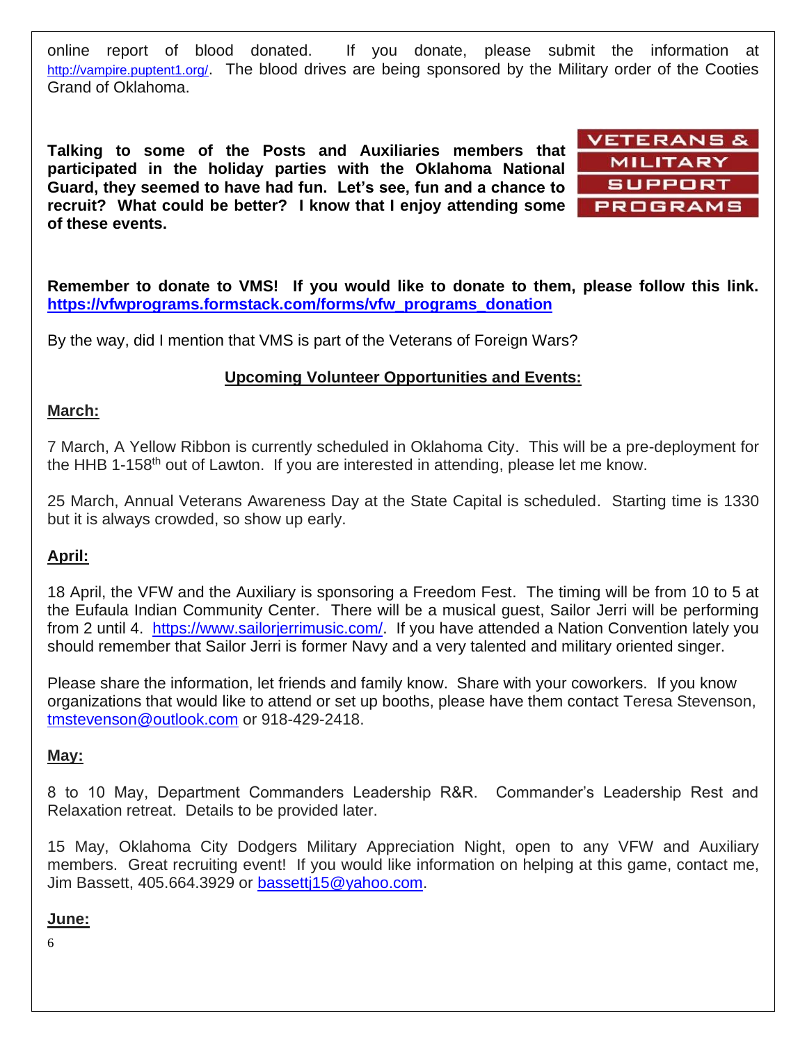online report of blood donated. If you donate, please submit the information at http://vampire.puptent1.org/. The blood drives are being sponsored by the Military order of the Cooties Grand of Oklahoma.

**Talking to some of the Posts and Auxiliaries members that participated in the holiday parties with the Oklahoma National Guard, they seemed to have had fun. Let's see, fun and a chance to recruit? What could be better? I know that I enjoy attending some of these events.**

VETERANS & MILITARY SUPPORT PROGRAMS

**Remember to donate to VMS! If you would like to donate to them, please follow this link. https://vfwprograms.formstack.com/forms/vfw_programs_donation**

By the way, did I mention that VMS is part of the Veterans of Foreign Wars?

## Upcoming Volunteer Opportunities and Events:

### March:

7 March, A Yellow Ribbon is currently scheduled in Oklahoma City. This will be a pre-deployment for the HHB 1-158th out of Lawton. If you are interested in attending, please let me know.

25 March, Annual Veterans Awareness Day at the State Capital is scheduled. Starting time is 1330 but it is always crowded, so show up early.

### April:

18 April, the VFW and the Auxiliary is sponsoring a Freedom Fest. The timing will be from 10 to 5 at the Eufaula Indian Community Center. There will be a musical guest, Sailor Jerri will be performing from 2 until 4. https://www.sailorjerrimusic.com/. If you have attended a Nation Convention lately you should remember that Sailor Jerri is former Navy and a very talented and military oriented singer.

Please share the information, let friends and family know. Share with your coworkers. If you know organizations that would like to attend or set up booths, please have them contact Teresa Stevenson, tmstevenson@outlook.com or 918-429-2418.

### May:

8 to 10 May, Department Commanders Leadership R&R. Commander's Leadership Rest and Relaxation retreat. Details to be provided later.

15 May, Oklahoma City Dodgers Military Appreciation Night, open to any VFW and Auxiliary members. Great recruiting event! If you would like information on helping at this game, contact me, Jim Bassett, 405.664.3929 or bassettj15@yahoo.com.

### June: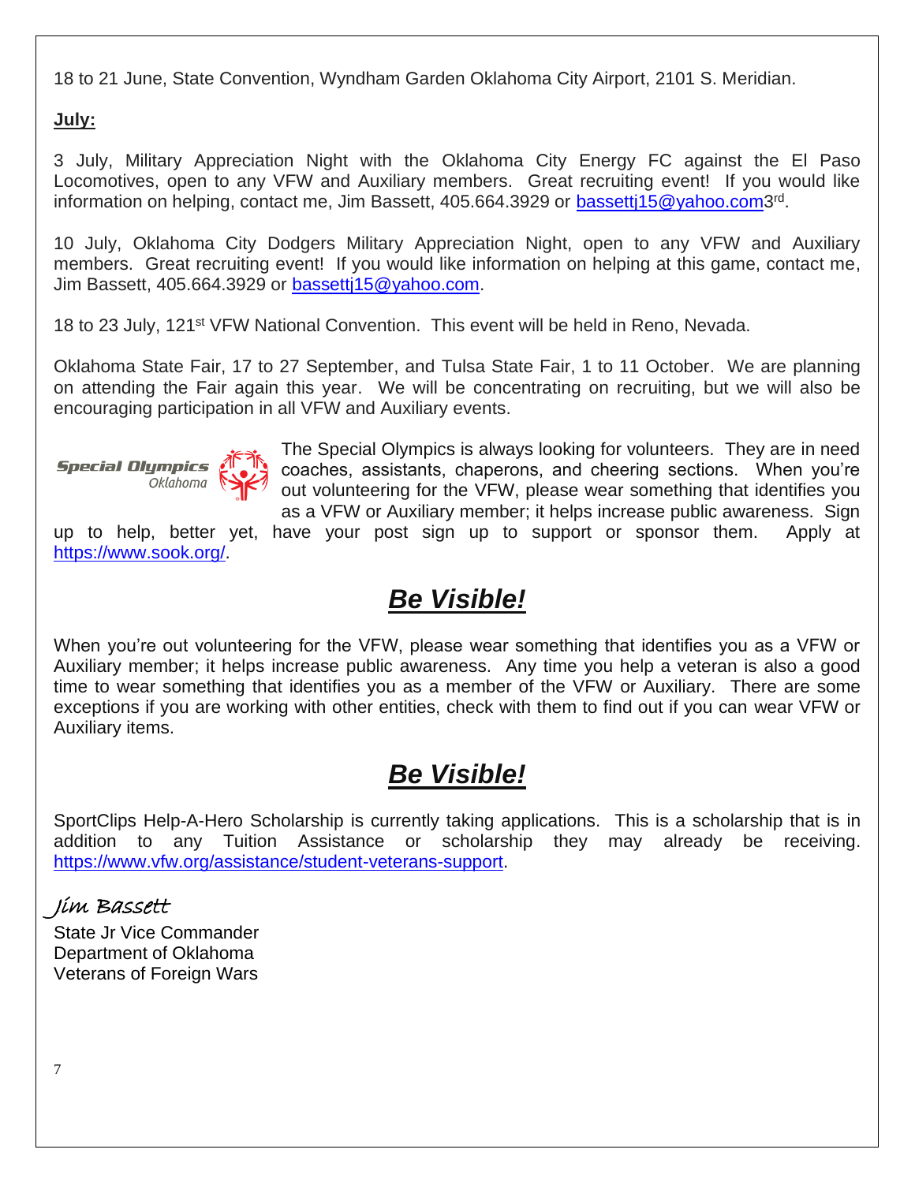18 to 21 June, State Convention, Wyndham Garden Oklahoma City Airport, 2101 S. Meridian.

**July:**

3 July, Military Appreciation Night with the Oklahoma City Energy FC against the El Paso Locomotives, open to any VFW and Auxiliary members. Great recruiting event! If you would like information on helping, contact me, Jim Bassett, 405.664.3929 or bassettj15@yahoo.com3rd.

10 July, Oklahoma City Dodgers Military Appreciation Night, open to any VFW and Auxiliary members. Great recruiting event! If you would like information on helping at this game, contact me, Jim Bassett, 405.664.3929 or bassettj15@yahoo.com.

18 to 23 July, 121st VFW National Convention. This event will be held in Reno, Nevada.

Oklahoma State Fair, 17 to 27 September, and Tulsa State Fair, 1 to 11 October. We are planning on attending the Fair again this year. We will be concentrating on recruiting, but we will also be encouraging participation in all VFW and Auxiliary events.

Special Olympics Oklahoma

The Special Olympics is always looking for volunteers. They are in need coaches, assistants, chaperons, and cheering sections. When you're out volunteering for the VFW, please wear something that identifies you as a VFW or Auxiliary member; it helps increase public awareness. Sign up to help, better yet, have your post sign up to support or sponsor them. Apply at https://www.sook.org/.

## ***Be Visible!***

When you're out volunteering for the VFW, please wear something that identifies you as a VFW or Auxiliary member; it helps increase public awareness. Any time you help a veteran is also a good time to wear something that identifies you as a member of the VFW or Auxiliary. There are some exceptions if you are working with other entities, check with them to find out if you can wear VFW or Auxiliary items.

## ***Be Visible!***

SportClips Help-A-Hero Scholarship is currently taking applications. This is a scholarship that is in addition to any Tuition Assistance or scholarship they may already be receiving. https://www.vfw.org/assistance/student-veterans-support.

*Jim Bassett*

State Jr Vice Commander
Department of Oklahoma
Veterans of Foreign Wars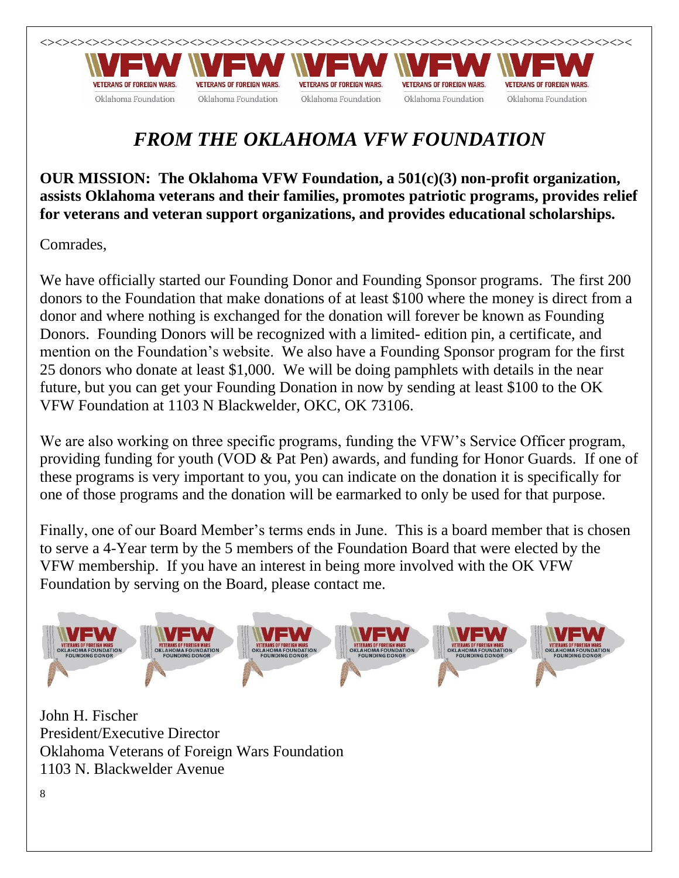# *FROM THE OKLAHOMA VFW FOUNDATION*

**OUR MISSION: The Oklahoma VFW Foundation, a 501(c)(3) non-profit organization, assists Oklahoma veterans and their families, promotes patriotic programs, provides relief for veterans and veteran support organizations, and provides educational scholarships.**

Comrades,

We have officially started our Founding Donor and Founding Sponsor programs. The first 200 donors to the Foundation that make donations of at least $100 where the money is direct from a donor and where nothing is exchanged for the donation will forever be known as Founding Donors. Founding Donors will be recognized with a limited- edition pin, a certificate, and mention on the Foundation's website. We also have a Founding Sponsor program for the first 25 donors who donate at least $1,000. We will be doing pamphlets with details in the near future, but you can get your Founding Donation in now by sending at least $100 to the OK VFW Foundation at 1103 N Blackwelder, OKC, OK 73106.

We are also working on three specific programs, funding the VFW's Service Officer program, providing funding for youth (VOD & Pat Pen) awards, and funding for Honor Guards. If one of these programs is very important to you, you can indicate on the donation it is specifically for one of those programs and the donation will be earmarked to only be used for that purpose.

Finally, one of our Board Member's terms ends in June. This is a board member that is chosen to serve a 4-Year term by the 5 members of the Foundation Board that were elected by the VFW membership. If you have an interest in being more involved with the OK VFW Foundation by serving on the Board, please contact me.

John H. Fischer
President/Executive Director
Oklahoma Veterans of Foreign Wars Foundation
1103 N. Blackwelder Avenue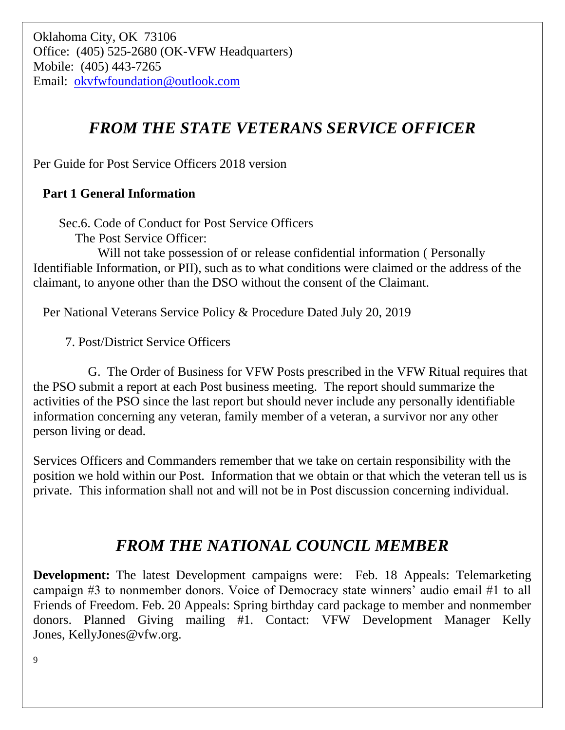Oklahoma City, OK 73106
Office: (405) 525-2680 (OK-VFW Headquarters)
Mobile: (405) 443-7265
Email: okvfwfoundation@outlook.com

## *FROM THE STATE VETERANS SERVICE OFFICER*

Per Guide for Post Service Officers 2018 version

**Part 1 General Information**

Sec.6. Code of Conduct for Post Service Officers

The Post Service Officer:

Will not take possession of or release confidential information ( Personally Identifiable Information, or PII), such as to what conditions were claimed or the address of the claimant, to anyone other than the DSO without the consent of the Claimant.

Per National Veterans Service Policy & Procedure Dated July 20, 2019

7. Post/District Service Officers

G. The Order of Business for VFW Posts prescribed in the VFW Ritual requires that the PSO submit a report at each Post business meeting. The report should summarize the activities of the PSO since the last report but should never include any personally identifiable information concerning any veteran, family member of a veteran, a survivor nor any other person living or dead.

Services Officers and Commanders remember that we take on certain responsibility with the position we hold within our Post. Information that we obtain or that which the veteran tell us is private. This information shall not and will not be in Post discussion concerning individual.

## *FROM THE NATIONAL COUNCIL MEMBER*

**Development:** The latest Development campaigns were: Feb. 18 Appeals: Telemarketing campaign #3 to nonmember donors. Voice of Democracy state winners' audio email #1 to all Friends of Freedom. Feb. 20 Appeals: Spring birthday card package to member and nonmember donors. Planned Giving mailing #1. Contact: VFW Development Manager Kelly Jones, KellyJones@vfw.org.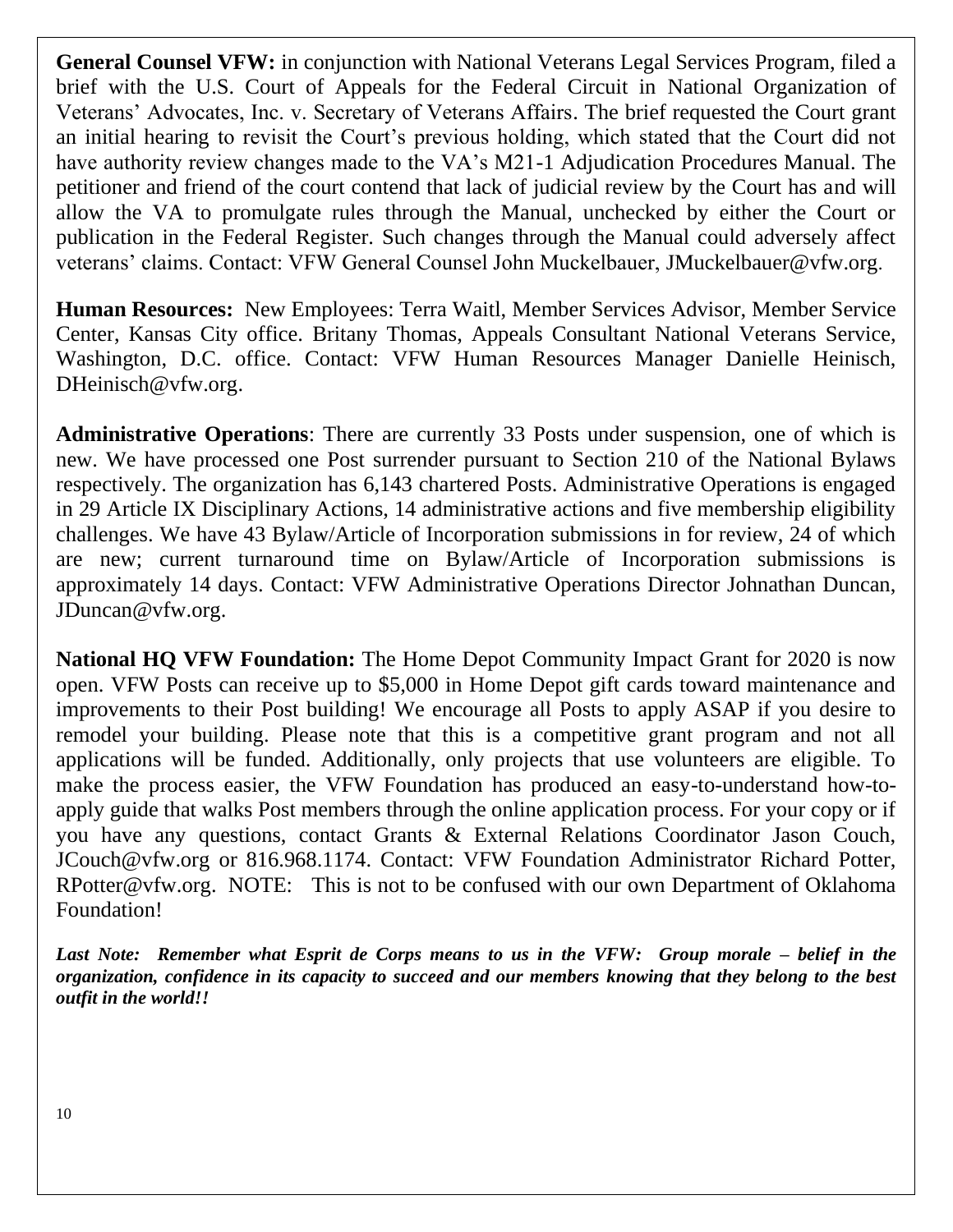**General Counsel VFW:** in conjunction with National Veterans Legal Services Program, filed a brief with the U.S. Court of Appeals for the Federal Circuit in National Organization of Veterans' Advocates, Inc. v. Secretary of Veterans Affairs. The brief requested the Court grant an initial hearing to revisit the Court's previous holding, which stated that the Court did not have authority review changes made to the VA's M21-1 Adjudication Procedures Manual. The petitioner and friend of the court contend that lack of judicial review by the Court has and will allow the VA to promulgate rules through the Manual, unchecked by either the Court or publication in the Federal Register. Such changes through the Manual could adversely affect veterans' claims. Contact: VFW General Counsel John Muckelbauer, JMuckelbauer@vfw.org.

**Human Resources:** New Employees: Terra Waitl, Member Services Advisor, Member Service Center, Kansas City office. Britany Thomas, Appeals Consultant National Veterans Service, Washington, D.C. office. Contact: VFW Human Resources Manager Danielle Heinisch, DHeinisch@vfw.org.

**Administrative Operations**: There are currently 33 Posts under suspension, one of which is new. We have processed one Post surrender pursuant to Section 210 of the National Bylaws respectively. The organization has 6,143 chartered Posts. Administrative Operations is engaged in 29 Article IX Disciplinary Actions, 14 administrative actions and five membership eligibility challenges. We have 43 Bylaw/Article of Incorporation submissions in for review, 24 of which are new; current turnaround time on Bylaw/Article of Incorporation submissions is approximately 14 days. Contact: VFW Administrative Operations Director Johnathan Duncan, JDuncan@vfw.org.

**National HQ VFW Foundation:** The Home Depot Community Impact Grant for 2020 is now open. VFW Posts can receive up to $5,000 in Home Depot gift cards toward maintenance and improvements to their Post building! We encourage all Posts to apply ASAP if you desire to remodel your building. Please note that this is a competitive grant program and not all applications will be funded. Additionally, only projects that use volunteers are eligible. To make the process easier, the VFW Foundation has produced an easy-to-understand how-to-apply guide that walks Post members through the online application process. For your copy or if you have any questions, contact Grants & External Relations Coordinator Jason Couch, JCouch@vfw.org or 816.968.1174. Contact: VFW Foundation Administrator Richard Potter, RPotter@vfw.org. NOTE: This is not to be confused with our own Department of Oklahoma Foundation!

***Last Note: Remember what Esprit de Corps means to us in the VFW: Group morale – belief in the organization, confidence in its capacity to succeed and our members knowing that they belong to the best outfit in the world!!***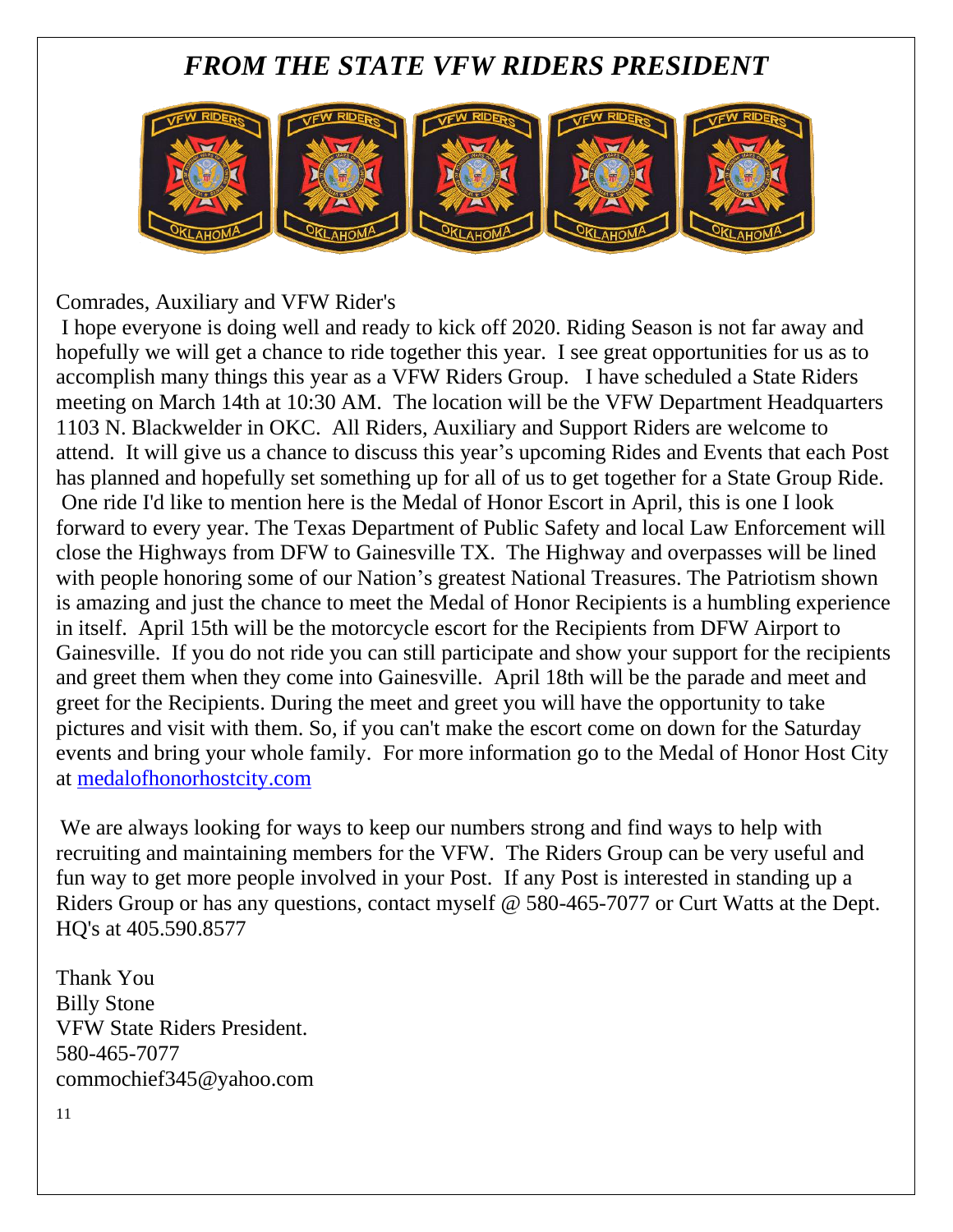# *FROM THE STATE VFW RIDERS PRESIDENT*

Comrades, Auxiliary and VFW Rider's

I hope everyone is doing well and ready to kick off 2020. Riding Season is not far away and hopefully we will get a chance to ride together this year. I see great opportunities for us as to accomplish many things this year as a VFW Riders Group. I have scheduled a State Riders meeting on March 14th at 10:30 AM. The location will be the VFW Department Headquarters 1103 N. Blackwelder in OKC. All Riders, Auxiliary and Support Riders are welcome to attend. It will give us a chance to discuss this year's upcoming Rides and Events that each Post has planned and hopefully set something up for all of us to get together for a State Group Ride. One ride I'd like to mention here is the Medal of Honor Escort in April, this is one I look forward to every year. The Texas Department of Public Safety and local Law Enforcement will close the Highways from DFW to Gainesville TX. The Highway and overpasses will be lined with people honoring some of our Nation's greatest National Treasures. The Patriotism shown is amazing and just the chance to meet the Medal of Honor Recipients is a humbling experience in itself. April 15th will be the motorcycle escort for the Recipients from DFW Airport to Gainesville. If you do not ride you can still participate and show your support for the recipients and greet them when they come into Gainesville. April 18th will be the parade and meet and greet for the Recipients. During the meet and greet you will have the opportunity to take pictures and visit with them. So, if you can't make the escort come on down for the Saturday events and bring your whole family. For more information go to the Medal of Honor Host City at [medalofhonorhostcity.com](medalofhonorhostcity.com)

We are always looking for ways to keep our numbers strong and find ways to help with recruiting and maintaining members for the VFW. The Riders Group can be very useful and fun way to get more people involved in your Post. If any Post is interested in standing up a Riders Group or has any questions, contact myself @ 580-465-7077 or Curt Watts at the Dept. HQ's at 405.590.8577

Thank You
Billy Stone
VFW State Riders President.
580-465-7077
commochief345@yahoo.com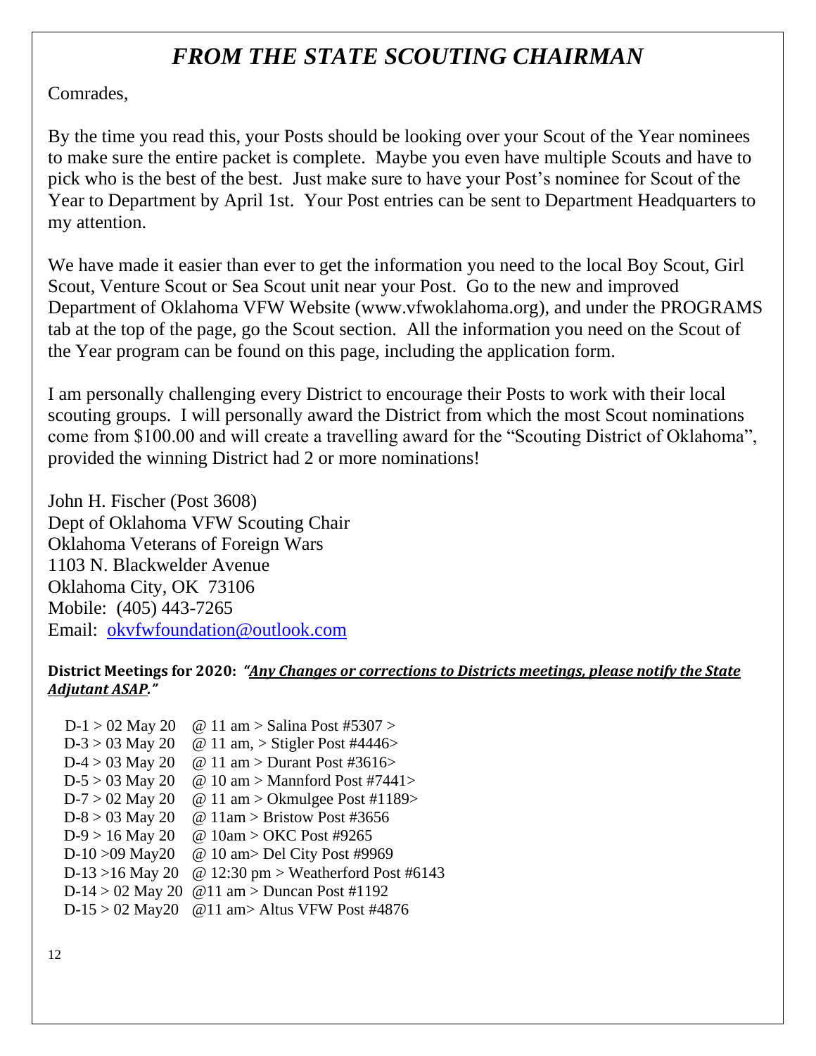# *FROM THE STATE SCOUTING CHAIRMAN*

Comrades,

By the time you read this, your Posts should be looking over your Scout of the Year nominees to make sure the entire packet is complete. Maybe you even have multiple Scouts and have to pick who is the best of the best. Just make sure to have your Post's nominee for Scout of the Year to Department by April 1st. Your Post entries can be sent to Department Headquarters to my attention.

We have made it easier than ever to get the information you need to the local Boy Scout, Girl Scout, Venture Scout or Sea Scout unit near your Post. Go to the new and improved Department of Oklahoma VFW Website (www.vfwoklahoma.org), and under the PROGRAMS tab at the top of the page, go the Scout section. All the information you need on the Scout of the Year program can be found on this page, including the application form.

I am personally challenging every District to encourage their Posts to work with their local scouting groups. I will personally award the District from which the most Scout nominations come from $100.00 and will create a travelling award for the "Scouting District of Oklahoma", provided the winning District had 2 or more nominations!

John H. Fischer (Post 3608)
Dept of Oklahoma VFW Scouting Chair
Oklahoma Veterans of Foreign Wars
1103 N. Blackwelder Avenue
Oklahoma City, OK 73106
Mobile: (405) 443-7265
Email: [okvfwfoundation@outlook.com](mailto:okvfwfoundation@outlook.com)

**District Meetings for 2020:** ***"Any Changes or corrections to Districts meetings, please notify the State Adjutant ASAP."***

D-1 > 02 May 20 @ 11 am > Salina Post #5307 >
D-3 > 03 May 20 @ 11 am, > Stigler Post #4446>
D-4 > 03 May 20 @ 11 am > Durant Post #3616>
D-5 > 03 May 20 @ 10 am > Mannford Post #7441>
D-7 > 02 May 20 @ 11 am > Okmulgee Post #1189>
D-8 > 03 May 20 @ 11am > Bristow Post #3656
D-9 > 16 May 20 @ 10am > OKC Post #9265
D-10 >09 May20 @ 10 am> Del City Post #9969
D-13 >16 May 20 @ 12:30 pm > Weatherford Post #6143
D-14 > 02 May 20 @11 am > Duncan Post #1192
D-15 > 02 May20 @11 am> Altus VFW Post #4876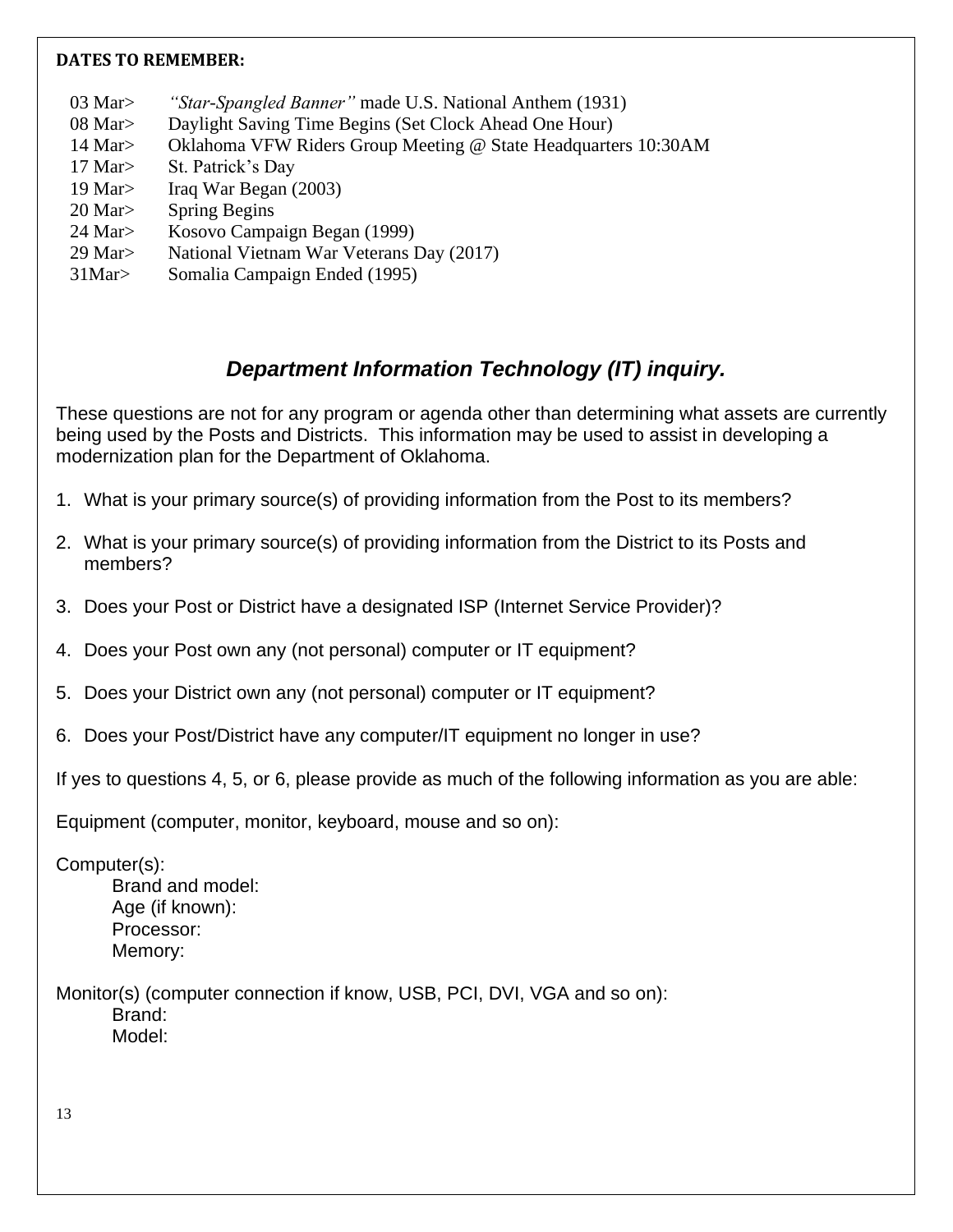**DATES TO REMEMBER:**

03 Mar> *"Star-Spangled Banner"* made U.S. National Anthem (1931)
08 Mar> Daylight Saving Time Begins (Set Clock Ahead One Hour)
14 Mar> Oklahoma VFW Riders Group Meeting @ State Headquarters 10:30AM
17 Mar> St. Patrick's Day
19 Mar> Iraq War Began (2003)
20 Mar> Spring Begins
24 Mar> Kosovo Campaign Began (1999)
29 Mar> National Vietnam War Veterans Day (2017)
31Mar> Somalia Campaign Ended (1995)

## ***Department Information Technology (IT) inquiry.***

These questions are not for any program or agenda other than determining what assets are currently being used by the Posts and Districts. This information may be used to assist in developing a modernization plan for the Department of Oklahoma.

1. What is your primary source(s) of providing information from the Post to its members?
2. What is your primary source(s) of providing information from the District to its Posts and members?
3. Does your Post or District have a designated ISP (Internet Service Provider)?
4. Does your Post own any (not personal) computer or IT equipment?
5. Does your District own any (not personal) computer or IT equipment?
6. Does your Post/District have any computer/IT equipment no longer in use?

If yes to questions 4, 5, or 6, please provide as much of the following information as you are able:

Equipment (computer, monitor, keyboard, mouse and so on):

Computer(s):
- Brand and model:
- Age (if known):
- Processor:
- Memory:

Monitor(s) (computer connection if know, USB, PCI, DVI, VGA and so on):
- Brand:
- Model: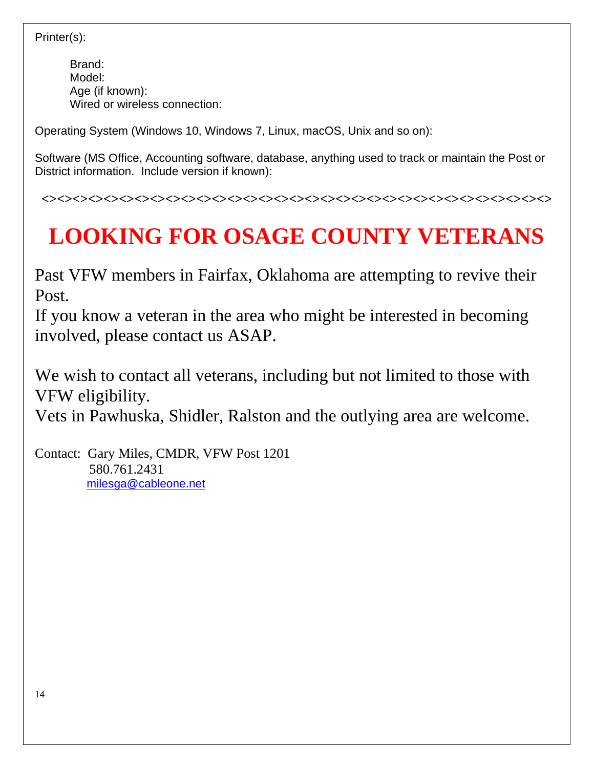Printer(s):

Brand:
Model:
Age (if known):
Wired or wireless connection:

Operating System (Windows 10, Windows 7, Linux, macOS, Unix and so on):

Software (MS Office, Accounting software, database, anything used to track or maintain the Post or District information. Include version if known):

<><><><><><><><><><><><><><><><><><><><><><><><><><><><><><><><><><><><><><><><><><><><><><><><><><><><>

# LOOKING FOR OSAGE COUNTY VETERANS

Past VFW members in Fairfax, Oklahoma are attempting to revive their Post.
If you know a veteran in the area who might be interested in becoming involved, please contact us ASAP.

We wish to contact all veterans, including but not limited to those with VFW eligibility.
Vets in Pawhuska, Shidler, Ralston and the outlying area are welcome.

Contact: Gary Miles, CMDR, VFW Post 1201
580.761.2431
milesga@cableone.net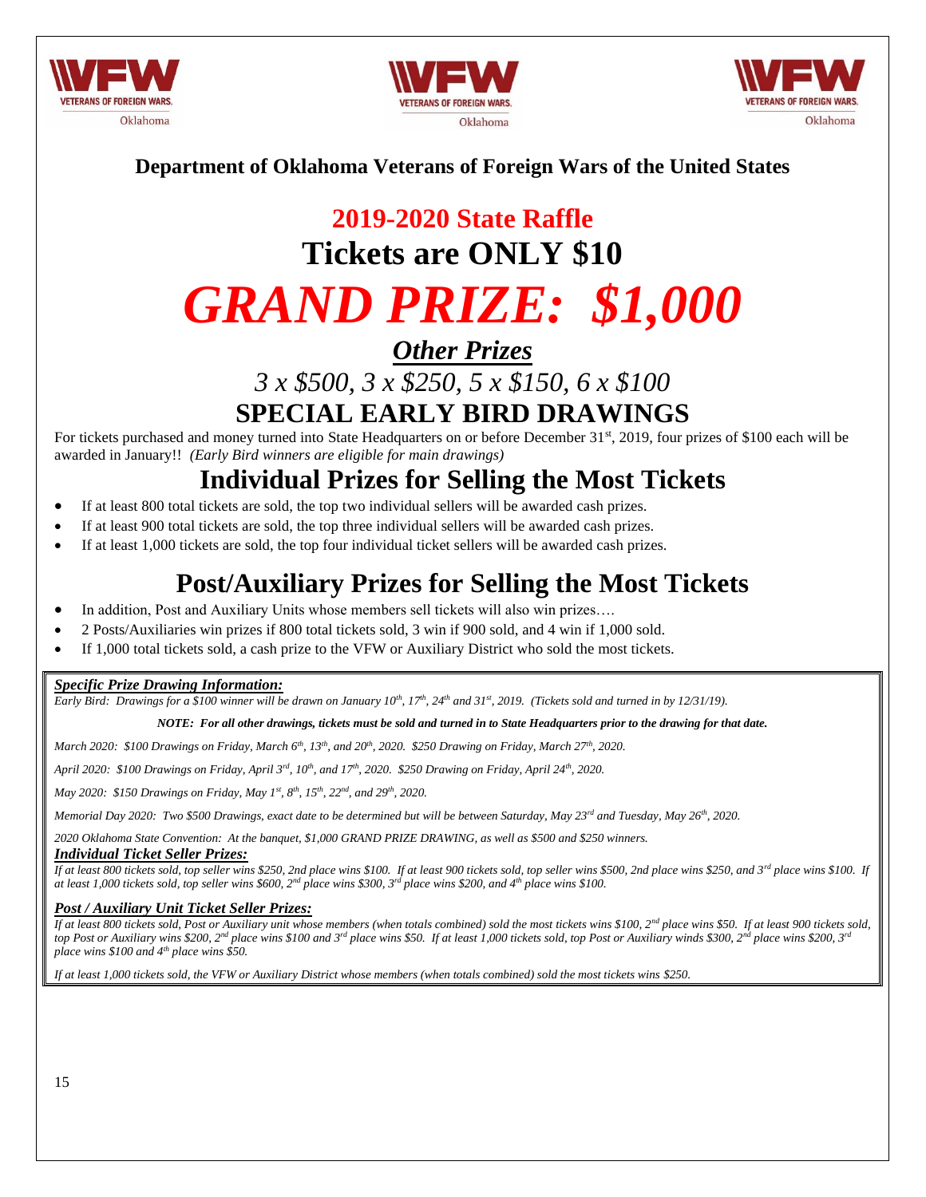**Department of Oklahoma Veterans of Foreign Wars of the United States**

## 2019-2020 State Raffle

# Tickets are ONLY $10

# *GRAND PRIZE: $1,000*

## ***Other Prizes***

## *3 x $500, 3 x $250, 5 x $150, 6 x $100*

## SPECIAL EARLY BIRD DRAWINGS

For tickets purchased and money turned into State Headquarters on or before December 31st, 2019, four prizes of $100 each will be awarded in January!! *(Early Bird winners are eligible for main drawings)*

## Individual Prizes for Selling the Most Tickets

- If at least 800 total tickets are sold, the top two individual sellers will be awarded cash prizes.
- If at least 900 total tickets are sold, the top three individual sellers will be awarded cash prizes.
- If at least 1,000 tickets are sold, the top four individual ticket sellers will be awarded cash prizes.

## Post/Auxiliary Prizes for Selling the Most Tickets

- In addition, Post and Auxiliary Units whose members sell tickets will also win prizes….
- 2 Posts/Auxiliaries win prizes if 800 total tickets sold, 3 win if 900 sold, and 4 win if 1,000 sold.
- If 1,000 total tickets sold, a cash prize to the VFW or Auxiliary District who sold the most tickets.

***Specific Prize Drawing Information:***

*Early Bird: Drawings for a $100 winner will be drawn on January 10th, 17th, 24th and 31st, 2019. (Tickets sold and turned in by 12/31/19).*

***NOTE: For all other drawings, tickets must be sold and turned in to State Headquarters prior to the drawing for that date.***

*March 2020: $100 Drawings on Friday, March 6th, 13th, and 20th, 2020. $250 Drawing on Friday, March 27th, 2020.*

*April 2020: $100 Drawings on Friday, April 3rd, 10th, and 17th, 2020. $250 Drawing on Friday, April 24th, 2020.*

*May 2020: $150 Drawings on Friday, May 1st, 8th, 15th, 22nd, and 29th, 2020.*

*Memorial Day 2020: Two $500 Drawings, exact date to be determined but will be between Saturday, May 23rd and Tuesday, May 26th, 2020.*

*2020 Oklahoma State Convention: At the banquet, $1,000 GRAND PRIZE DRAWING, as well as $500 and $250 winners.*

***Individual Ticket Seller Prizes:***

*If at least 800 tickets sold, top seller wins $250, 2nd place wins $100. If at least 900 tickets sold, top seller wins $500, 2nd place wins $250, and 3rd place wins $100. If at least 1,000 tickets sold, top seller wins $600, 2nd place wins $300, 3rd place wins $200, and 4th place wins $100.*

***Post / Auxiliary Unit Ticket Seller Prizes:***

*If at least 800 tickets sold, Post or Auxiliary unit whose members (when totals combined) sold the most tickets wins $100, 2nd place wins $50. If at least 900 tickets sold, top Post or Auxiliary wins $200, 2nd place wins $100 and 3rd place wins $50. If at least 1,000 tickets sold, top Post or Auxiliary winds $300, 2nd place wins $200, 3rd place wins $100 and 4th place wins $50.*

*If at least 1,000 tickets sold, the VFW or Auxiliary District whose members (when totals combined) sold the most tickets wins $250.*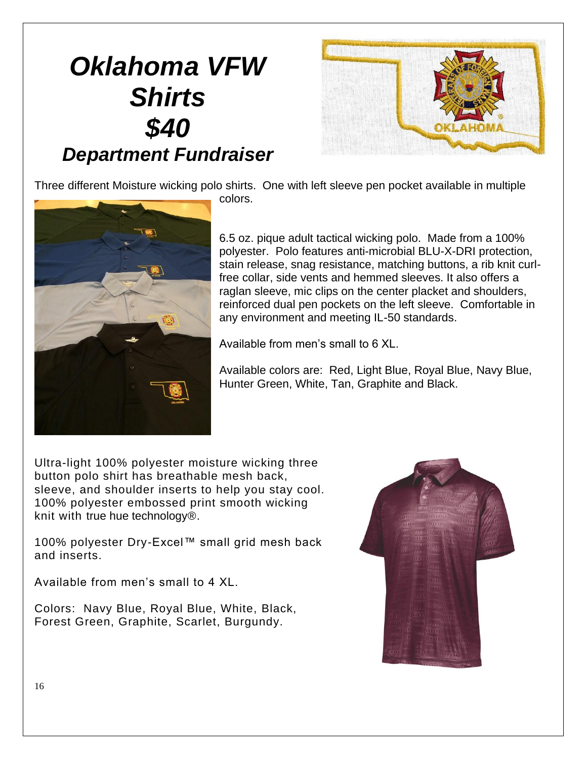# *Oklahoma VFW Shirts $40*

## *Department Fundraiser*

Three different Moisture wicking polo shirts. One with left sleeve pen pocket available in multiple colors.

6.5 oz. pique adult tactical wicking polo. Made from a 100% polyester. Polo features anti-microbial BLU-X-DRI protection, stain release, snag resistance, matching buttons, a rib knit curl-free collar, side vents and hemmed sleeves. It also offers a raglan sleeve, mic clips on the center placket and shoulders, reinforced dual pen pockets on the left sleeve. Comfortable in any environment and meeting IL-50 standards.

Available from men's small to 6 XL.

Available colors are: Red, Light Blue, Royal Blue, Navy Blue, Hunter Green, White, Tan, Graphite and Black.

Ultra-light 100% polyester moisture wicking three button polo shirt has breathable mesh back, sleeve, and shoulder inserts to help you stay cool. 100% polyester embossed print smooth wicking knit with true hue technology®.

100% polyester Dry-Excel™ small grid mesh back and inserts.

Available from men's small to 4 XL.

Colors: Navy Blue, Royal Blue, White, Black, Forest Green, Graphite, Scarlet, Burgundy.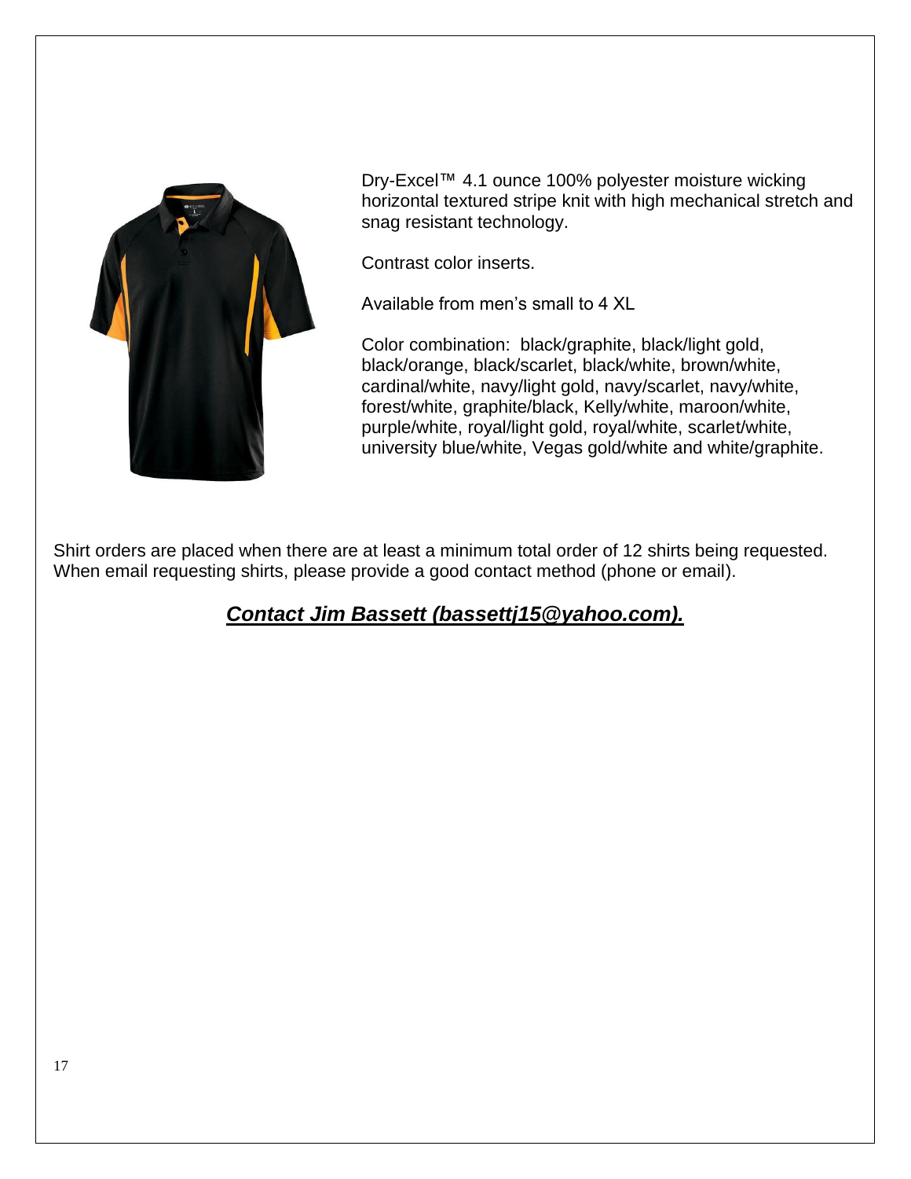Dry-Excel™ 4.1 ounce 100% polyester moisture wicking horizontal textured stripe knit with high mechanical stretch and snag resistant technology.

Contrast color inserts.

Available from men's small to 4 XL

Color combination: black/graphite, black/light gold, black/orange, black/scarlet, black/white, brown/white, cardinal/white, navy/light gold, navy/scarlet, navy/white, forest/white, graphite/black, Kelly/white, maroon/white, purple/white, royal/light gold, royal/white, scarlet/white, university blue/white, Vegas gold/white and white/graphite.

Shirt orders are placed when there are at least a minimum total order of 12 shirts being requested. When email requesting shirts, please provide a good contact method (phone or email).

***Contact Jim Bassett (bassettj15@yahoo.com).***